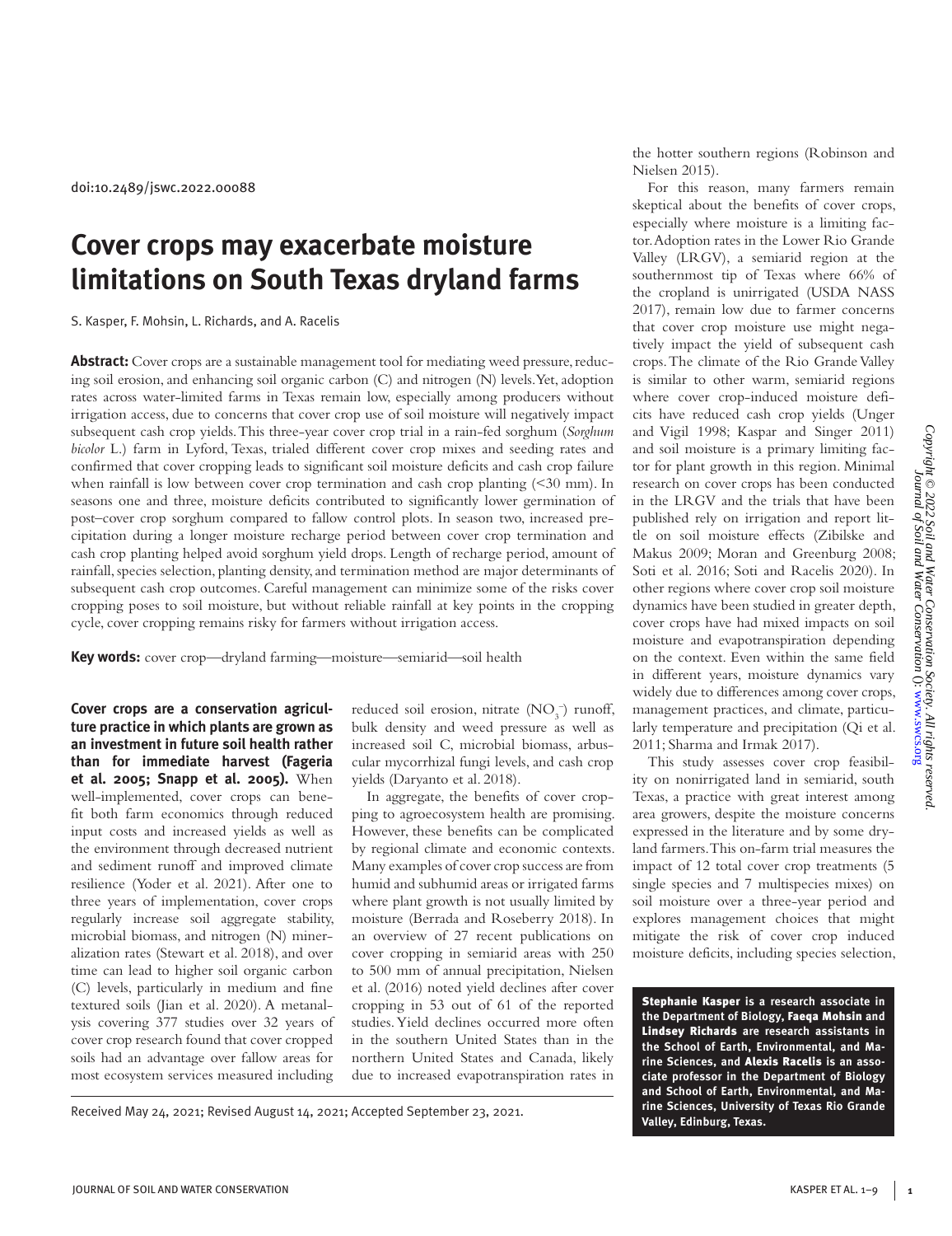doi:10.2489/jswc.2022.00088

# Cover crops may exacerbate moisture limitations on South Texas dryland farms

S. Kasper, F. Mohsin, L. Richards, and A. Racelis

**Abstract:** Cover crops are a sustainable management tool for mediating weed pressure, reducing soil erosion, and enhancing soil organic carbon (C) and nitrogen (N) levels. Yet, adoption rates across water-limited farms in Texas remain low, especially among producers without irrigation access, due to concerns that cover crop use of soil moisture will negatively impact subsequent cash crop yields. This three-year cover crop trial in a rain-fed sorghum (*Sorghum bicolor* L.) farm in Lyford, Texas, trialed different cover crop mixes and seeding rates and confirmed that cover cropping leads to significant soil moisture deficits and cash crop failure when rainfall is low between cover crop termination and cash crop planting (<30 mm). In seasons one and three, moisture deficits contributed to significantly lower germination of post–cover crop sorghum compared to fallow control plots. In season two, increased precipitation during a longer moisture recharge period between cover crop termination and cash crop planting helped avoid sorghum yield drops. Length of recharge period, amount of rainfall, species selection, planting density, and termination method are major determinants of subsequent cash crop outcomes. Careful management can minimize some of the risks cover cropping poses to soil moisture, but without reliable rainfall at key points in the cropping cycle, cover cropping remains risky for farmers without irrigation access.

**Key words:** cover crop—dryland farming—moisture—semiarid—soil health

**Cover crops are a conservation agriculture practice in which plants are grown as an investment in future soil health rather than for immediate harvest (Fageria et al. 2005; Snapp et al. 2005).** When well-implemented, cover crops can benefit both farm economics through reduced input costs and increased yields as well as the environment through decreased nutrient and sediment runoff and improved climate resilience (Yoder et al. 2021). After one to three years of implementation, cover crops regularly increase soil aggregate stability, microbial biomass, and nitrogen (N) mineralization rates (Stewart et al. 2018), and over time can lead to higher soil organic carbon (C) levels, particularly in medium and fine textured soils (Jian et al. 2020). A metanalysis covering 377 studies over 32 years of cover crop research found that cover cropped soils had an advantage over fallow areas for most ecosystem services measured including reduced soil erosion, nitrate ($NO_3^-$) runoff, bulk density and weed pressure as well as increased soil C, microbial biomass, arbuscular mycorrhizal fungi levels, and cash crop yields (Daryanto et al. 2018).

In aggregate, the benefits of cover cropping to agroecosystem health are promising. However, these benefits can be complicated by regional climate and economic contexts. Many examples of cover crop success are from humid and subhumid areas or irrigated farms where plant growth is not usually limited by moisture (Berrada and Roseberry 2018). In an overview of 27 recent publications on cover cropping in semiarid areas with 250 to 500 mm of annual precipitation, Nielsen et al. (2016) noted yield declines after cover cropping in 53 out of 61 of the reported studies. Yield declines occurred more often in the southern United States than in the northern United States and Canada, likely due to increased evapotranspiration rates in the hotter southern regions (Robinson and Nielsen 2015).

For this reason, many farmers remain skeptical about the benefits of cover crops, especially where moisture is a limiting factor. Adoption rates in the Lower Rio Grande Valley (LRGV), a semiarid region at the southernmost tip of Texas where 66% of the cropland is unirrigated (USDA NASS 2017), remain low due to farmer concerns that cover crop moisture use might negatively impact the yield of subsequent cash crops. The climate of the Rio Grande Valley is similar to other warm, semiarid regions where cover crop-induced moisture deficits have reduced cash crop yields (Unger and Vigil 1998; Kaspar and Singer 2011) and soil moisture is a primary limiting factor for plant growth in this region. Minimal research on cover crops has been conducted in the LRGV and the trials that have been published rely on irrigation and report little on soil moisture effects (Zibilske and Makus 2009; Moran and Greenburg 2008; Soti et al. 2016; Soti and Racelis 2020). In other regions where cover crop soil moisture dynamics have been studied in greater depth, cover crops have had mixed impacts on soil moisture and evapotranspiration depending on the context. Even within the same field in different years, moisture dynamics vary widely due to differences among cover crops, management practices, and climate, particularly temperature and precipitation (Qi et al. 2011; Sharma and Irmak 2017).

This study assesses cover crop feasibility on nonirrigated land in semiarid, south Texas, a practice with great interest among area growers, despite the moisture concerns expressed in the literature and by some dryland farmers. This on-farm trial measures the impact of 12 total cover crop treatments (5 single species and 7 multispecies mixes) on soil moisture over a three-year period and explores management choices that might mitigate the risk of cover crop induced moisture deficits, including species selection,

Received May 24, 2021; Revised August 14, 2021; Accepted September 23, 2021.

**Stephanie Kasper** is a research associate in the Department of Biology, **Faeqa Mohsin** and **Lindsey Richards** are research assistants in the School of Earth, Environmental, and Marine Sciences, and **Alexis Racelis** is an associate professor in the Department of Biology and School of Earth, Environmental, and Marine Sciences, University of Texas Rio Grande Valley, Edinburg, Texas.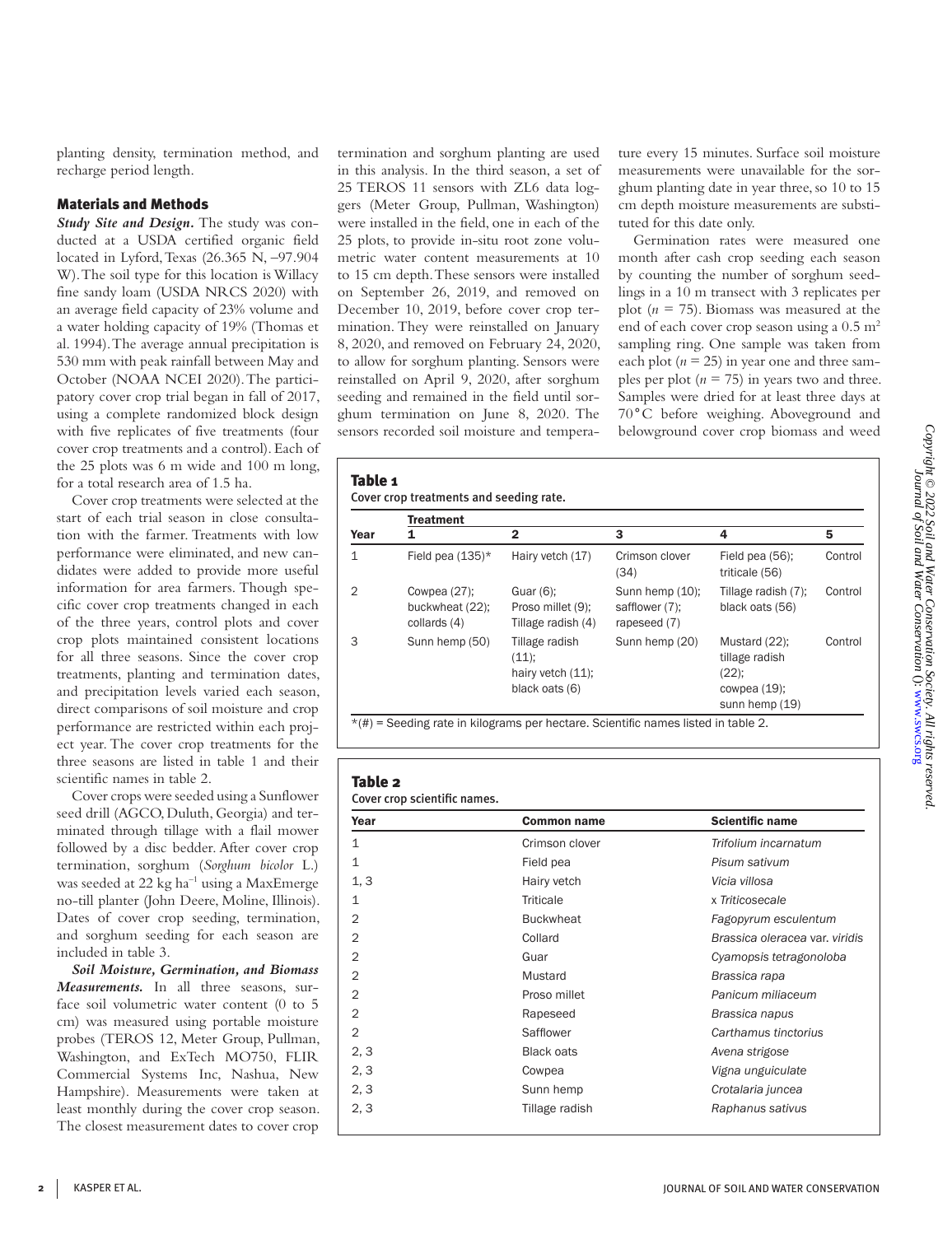planting density, termination method, and recharge period length.

## Materials and Methods

***Study Site and Design.*** The study was conducted at a USDA certified organic field located in Lyford, Texas (26.365 N, –97.904 W). The soil type for this location is Willacy fine sandy loam (USDA NRCS 2020) with an average field capacity of 23% volume and a water holding capacity of 19% (Thomas et al. 1994). The average annual precipitation is 530 mm with peak rainfall between May and October (NOAA NCEI 2020). The participatory cover crop trial began in fall of 2017, using a complete randomized block design with five replicates of five treatments (four cover crop treatments and a control). Each of the 25 plots was 6 m wide and 100 m long, for a total research area of 1.5 ha.

Cover crop treatments were selected at the start of each trial season in close consultation with the farmer. Treatments with low performance were eliminated, and new candidates were added to provide more useful information for area farmers. Though specific cover crop treatments changed in each of the three years, control plots and cover crop plots maintained consistent locations for all three seasons. Since the cover crop treatments, planting and termination dates, and precipitation levels varied each season, direct comparisons of soil moisture and crop performance are restricted within each project year. The cover crop treatments for the three seasons are listed in table 1 and their scientific names in table 2.

Cover crops were seeded using a Sunflower seed drill (AGCO, Duluth, Georgia) and terminated through tillage with a flail mower followed by a disc bedder. After cover crop termination, sorghum (*Sorghum bicolor* L.) was seeded at 22 kg ha$^{-1}$ using a MaxEmerge no-till planter (John Deere, Moline, Illinois). Dates of cover crop seeding, termination, and sorghum seeding for each season are included in table 3.

***Soil Moisture, Germination, and Biomass Measurements.*** In all three seasons, surface soil volumetric water content (0 to 5 cm) was measured using portable moisture probes (TEROS 12, Meter Group, Pullman, Washington, and ExTech MO750, FLIR Commercial Systems Inc, Nashua, New Hampshire). Measurements were taken at least monthly during the cover crop season. The closest measurement dates to cover crop termination and sorghum planting are used in this analysis. In the third season, a set of 25 TEROS 11 sensors with ZL6 data loggers (Meter Group, Pullman, Washington) were installed in the field, one in each of the 25 plots, to provide in-situ root zone volumetric water content measurements at 10 to 15 cm depth. These sensors were installed on September 26, 2019, and removed on December 10, 2019, before cover crop termination. They were reinstalled on January 8, 2020, and removed on February 24, 2020, to allow for sorghum planting. Sensors were reinstalled on April 9, 2020, after sorghum seeding and remained in the field until sorghum termination on June 8, 2020. The sensors recorded soil moisture and temperature every 15 minutes. Surface soil moisture measurements were unavailable for the sorghum planting date in year three, so 10 to 15 cm depth moisture measurements are substituted for this date only.

Germination rates were measured one month after cash crop seeding each season by counting the number of sorghum seedlings in a 10 m transect with 3 replicates per plot ($n$ = 75). Biomass was measured at the end of each cover crop season using a 0.5 m$^2$ sampling ring. One sample was taken from each plot ($n$ = 25) in year one and three samples per plot ($n$ = 75) in years two and three. Samples were dried for at least three days at 70°C before weighing. Aboveground and belowground cover crop biomass and weed

**Table 1**
Cover crop treatments and seeding rate.

| Year | Treatment 1 | 2 | 3 | 4 | 5 |
|---|---|---|---|---|---|
| 1 | Field pea (135)* | Hairy vetch (17) | Crimson clover (34) | Field pea (56); triticale (56) | Control |
| 2 | Cowpea (27); buckwheat (22); collards (4) | Guar (6); Proso millet (9); Tillage radish (4) | Sunn hemp (10); safflower (7); rapeseed (7) | Tillage radish (7); black oats (56) | Control |
| 3 | Sunn hemp (50) | Tillage radish (11); hairy vetch (11); black oats (6) | Sunn hemp (20) | Mustard (22); tillage radish (22); cowpea (19); sunn hemp (19) | Control |

*(#) = Seeding rate in kilograms per hectare. Scientific names listed in table 2.

**Table 2**
Cover crop scientific names.

| Year | Common name | Scientific name |
|---|---|---|
| 1 | Crimson clover | *Trifolium incarnatum* |
| 1 | Field pea | *Pisum sativum* |
| 1, 3 | Hairy vetch | *Vicia villosa* |
| 1 | Triticale | x *Triticosecale* |
| 2 | Buckwheat | *Fagopyrum esculentum* |
| 2 | Collard | *Brassica oleracea var. viridis* |
| 2 | Guar | *Cyamopsis tetragonoloba* |
| 2 | Mustard | *Brassica rapa* |
| 2 | Proso millet | *Panicum miliaceum* |
| 2 | Rapeseed | *Brassica napus* |
| 2 | Safflower | *Carthamus tinctorius* |
| 2, 3 | Black oats | *Avena strigose* |
| 2, 3 | Cowpea | *Vigna unguiculate* |
| 2, 3 | Sunn hemp | *Crotalaria juncea* |
| 2, 3 | Tillage radish | *Raphanus sativus* |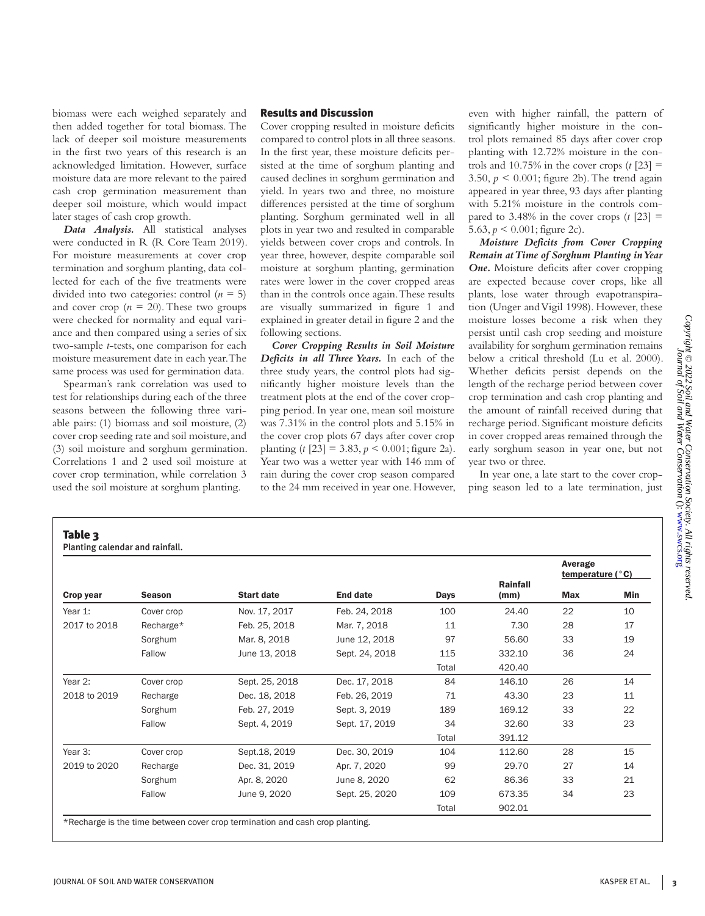biomass were each weighed separately and then added together for total biomass. The lack of deeper soil moisture measurements in the first two years of this research is an acknowledged limitation. However, surface moisture data are more relevant to the paired cash crop germination measurement than deeper soil moisture, which would impact later stages of cash crop growth.

***Data Analysis.*** All statistical analyses were conducted in R (R Core Team 2019). For moisture measurements at cover crop termination and sorghum planting, data collected for each of the five treatments were divided into two categories: control ($n = 5$) and cover crop ($n = 20$). These two groups were checked for normality and equal variance and then compared using a series of six two-sample *t*-tests, one comparison for each moisture measurement date in each year. The same process was used for germination data.

Spearman's rank correlation was used to test for relationships during each of the three seasons between the following three variable pairs: (1) biomass and soil moisture, (2) cover crop seeding rate and soil moisture, and (3) soil moisture and sorghum germination. Correlations 1 and 2 used soil moisture at cover crop termination, while correlation 3 used the soil moisture at sorghum planting.

## Results and Discussion

Cover cropping resulted in moisture deficits compared to control plots in all three seasons. In the first year, these moisture deficits persisted at the time of sorghum planting and caused declines in sorghum germination and yield. In years two and three, no moisture differences persisted at the time of sorghum planting. Sorghum germinated well in all plots in year two and resulted in comparable yields between cover crops and controls. In year three, however, despite comparable soil moisture at sorghum planting, germination rates were lower in the cover cropped areas than in the controls once again. These results are visually summarized in figure 1 and explained in greater detail in figure 2 and the following sections.

***Cover Cropping Results in Soil Moisture Deficits in all Three Years.*** In each of the three study years, the control plots had significantly higher moisture levels than the treatment plots at the end of the cover cropping period. In year one, mean soil moisture was 7.31% in the control plots and 5.15% in the cover crop plots 67 days after cover crop planting ($t$ [23] = 3.83, $p < 0.001$; figure 2a). Year two was a wetter year with 146 mm of rain during the cover crop season compared to the 24 mm received in year one. However, even with higher rainfall, the pattern of significantly higher moisture in the control plots remained 85 days after cover crop planting with 12.72% moisture in the controls and 10.75% in the cover crops ($t$ [23] = 3.50, $p < 0.001$; figure 2b). The trend again appeared in year three, 93 days after planting with 5.21% moisture in the controls compared to 3.48% in the cover crops ($t$ [23] = 5.63, $p < 0.001$; figure 2c).

***Moisture Deficits from Cover Cropping Remain at Time of Sorghum Planting in Year One.*** Moisture deficits after cover cropping are expected because cover crops, like all plants, lose water through evapotranspiration (Unger and Vigil 1998). However, these moisture losses become a risk when they persist until cash crop seeding and moisture availability for sorghum germination remains below a critical threshold (Lu et al. 2000). Whether deficits persist depends on the length of the recharge period between cover crop termination and cash crop planting and the amount of rainfall received during that recharge period. Significant moisture deficits in cover cropped areas remained through the early sorghum season in year one, but not year two or three.

In year one, a late start to the cover cropping season led to a late termination, just

**Table 3**
Planting calendar and rainfall.

| Crop year | Season | Start date | End date | Days | Rainfall (mm) | Average temperature (°C) | |
|---|---|---|---|---|---|---|---|
| | | | | | | Max | Min |
| Year 1: | Cover crop | Nov. 17, 2017 | Feb. 24, 2018 | 100 | 24.40 | 22 | 10 |
| 2017 to 2018 | Recharge* | Feb. 25, 2018 | Mar. 7, 2018 | 11 | 7.30 | 28 | 17 |
| | Sorghum | Mar. 8, 2018 | June 12, 2018 | 97 | 56.60 | 33 | 19 |
| | Fallow | June 13, 2018 | Sept. 24, 2018 | 115 | 332.10 | 36 | 24 |
| | | | | Total | 420.40 | | |
| Year 2: | Cover crop | Sept. 25, 2018 | Dec. 17, 2018 | 84 | 146.10 | 26 | 14 |
| 2018 to 2019 | Recharge | Dec. 18, 2018 | Feb. 26, 2019 | 71 | 43.30 | 23 | 11 |
| | Sorghum | Feb. 27, 2019 | Sept. 3, 2019 | 189 | 169.12 | 33 | 22 |
| | Fallow | Sept. 4, 2019 | Sept. 17, 2019 | 34 | 32.60 | 33 | 23 |
| | | | | Total | 391.12 | | |
| Year 3: | Cover crop | Sept.18, 2019 | Dec. 30, 2019 | 104 | 112.60 | 28 | 15 |
| 2019 to 2020 | Recharge | Dec. 31, 2019 | Apr. 7, 2020 | 99 | 29.70 | 27 | 14 |
| | Sorghum | Apr. 8, 2020 | June 8, 2020 | 62 | 86.36 | 33 | 21 |
| | Fallow | June 9, 2020 | Sept. 25, 2020 | 109 | 673.35 | 34 | 23 |
| | | | | Total | 902.01 | | |

*Recharge is the time between cover crop termination and cash crop planting.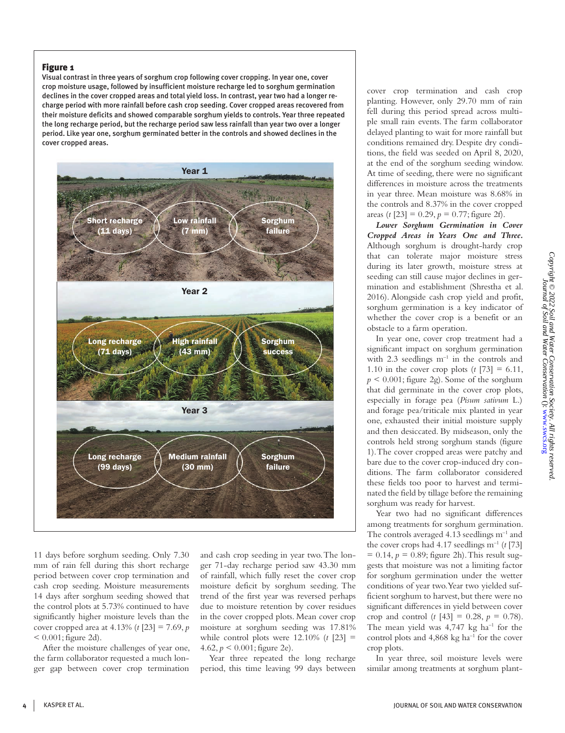**Figure 1**
Visual contrast in three years of sorghum crop following cover cropping. In year one, cover crop moisture usage, followed by insufficient moisture recharge led to sorghum germination declines in the cover cropped areas and total yield loss. In contrast, year two had a longer recharge period with more rainfall before cash crop seeding. Cover cropped areas recovered from their moisture deficits and showed comparable sorghum yields to controls. Year three repeated the long recharge period, but the recharge period saw less rainfall than year two over a longer period. Like year one, sorghum germinated better in the controls and showed declines in the cover cropped areas.

11 days before sorghum seeding. Only 7.30 mm of rain fell during this short recharge period between cover crop termination and cash crop seeding. Moisture measurements 14 days after sorghum seeding showed that the control plots at 5.73% continued to have significantly higher moisture levels than the cover cropped area at 4.13% ($t$ [23] = 7.69, $p < 0.001$; figure 2d).

After the moisture challenges of year one, the farm collaborator requested a much longer gap between cover crop termination and cash crop seeding in year two. The longer 71-day recharge period saw 43.30 mm of rainfall, which fully reset the cover crop moisture deficit by sorghum seeding. The trend of the first year was reversed perhaps due to moisture retention by cover residues in the cover cropped plots. Mean cover crop moisture at sorghum seeding was 17.81% while control plots were 12.10% ($t$ [23] = 4.62, $p < 0.001$; figure 2e).

Year three repeated the long recharge period, this time leaving 99 days between cover crop termination and cash crop planting. However, only 29.70 mm of rain fell during this period spread across multiple small rain events. The farm collaborator delayed planting to wait for more rainfall but conditions remained dry. Despite dry conditions, the field was seeded on April 8, 2020, at the end of the sorghum seeding window. At time of seeding, there were no significant differences in moisture across the treatments in year three. Mean moisture was 8.68% in the controls and 8.37% in the cover cropped areas ($t$ [23] = 0.29, $p$ = 0.77; figure 2f).

***Lower Sorghum Germination in Cover Cropped Areas in Years One and Three.*** Although sorghum is drought-hardy crop that can tolerate major moisture stress during its later growth, moisture stress at seeding can still cause major declines in germination and establishment (Shrestha et al. 2016). Alongside cash crop yield and profit, sorghum germination is a key indicator of whether the cover crop is a benefit or an obstacle to a farm operation.

In year one, cover crop treatment had a significant impact on sorghum germination with 2.3 seedlings $m^{-1}$ in the controls and 1.10 in the cover crop plots ($t$ [73] = 6.11, $p < 0.001$; figure 2g). Some of the sorghum that did germinate in the cover crop plots, especially in forage pea (*Pisum sativum* L.) and forage pea/triticale mix planted in year one, exhausted their initial moisture supply and then desiccated. By midseason, only the controls held strong sorghum stands (figure 1). The cover cropped areas were patchy and bare due to the cover crop-induced dry conditions. The farm collaborator considered these fields too poor to harvest and terminated the field by tillage before the remaining sorghum was ready for harvest.

Year two had no significant differences among treatments for sorghum germination. The controls averaged 4.13 seedlings $m^{-1}$ and the cover crops had 4.17 seedlings $m^{-1}$ ($t$ [73] = 0.14, $p$ = 0.89; figure 2h). This result suggests that moisture was not a limiting factor for sorghum germination under the wetter conditions of year two. Year two yielded sufficient sorghum to harvest, but there were no significant differences in yield between cover crop and control ($t$ [43] = 0.28, $p$ = 0.78). The mean yield was 4,747 kg $ha^{-1}$ for the control plots and 4,868 kg $ha^{-1}$ for the cover crop plots.

In year three, soil moisture levels were similar among treatments at sorghum plant-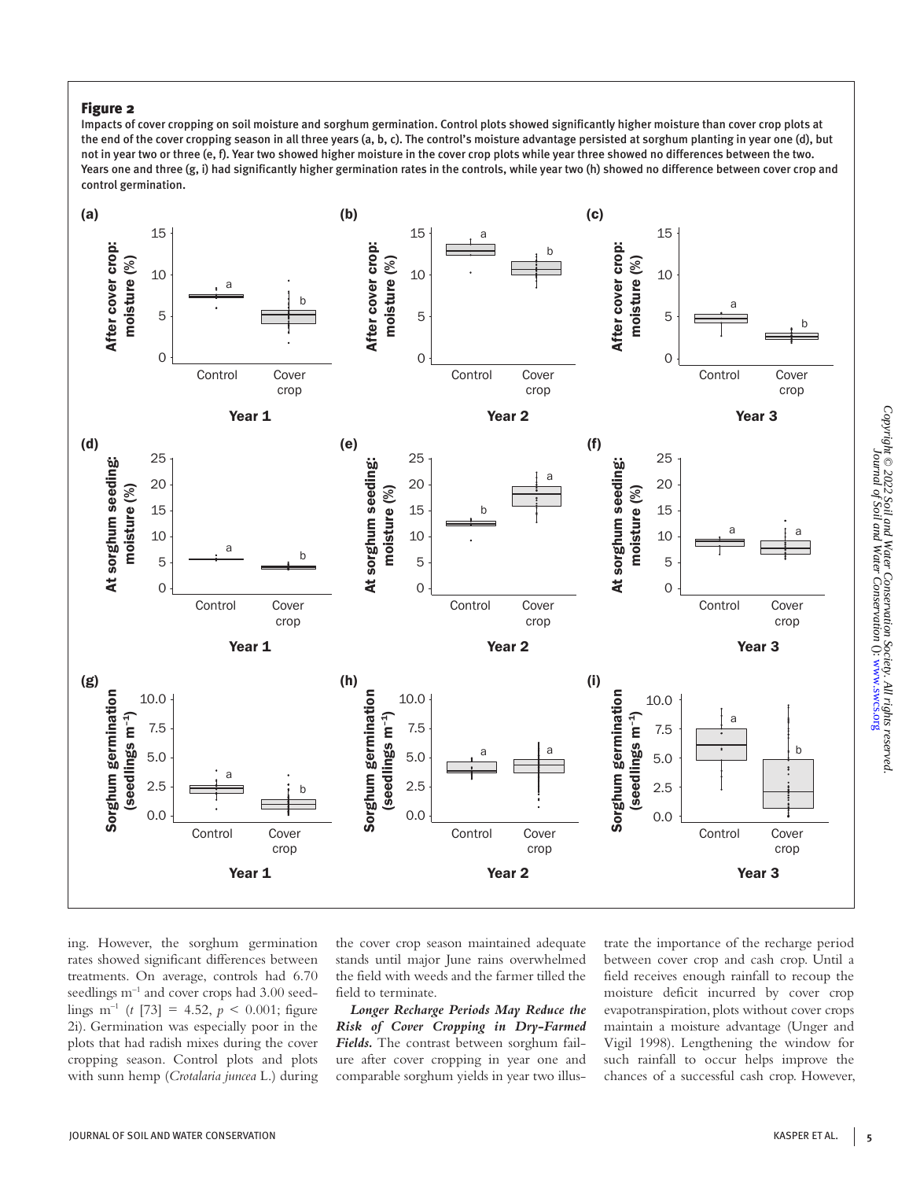**Figure 2**

Impacts of cover cropping on soil moisture and sorghum germination. Control plots showed significantly higher moisture than cover crop plots at the end of the cover cropping season in all three years (a, b, c). The control's moisture advantage persisted at sorghum planting in year one (d), but not in year two or three (e, f). Year two showed higher moisture in the cover crop plots while year three showed no differences between the two. Years one and three (g, i) had significantly higher germination rates in the controls, while year two (h) showed no difference between cover crop and control germination.

ing. However, the sorghum germination rates showed significant differences between treatments. On average, controls had 6.70 seedlings $m^{-1}$ and cover crops had 3.00 seedlings $m^{-1}$ ($t$ [73] = 4.52, $p$ < 0.001; figure 2i). Germination was especially poor in the plots that had radish mixes during the cover cropping season. Control plots and plots with sunn hemp (*Crotalaria juncea* L.) during the cover crop season maintained adequate stands until major June rains overwhelmed the field with weeds and the farmer tilled the field to terminate.

***Longer Recharge Periods May Reduce the Risk of Cover Cropping in Dry-Farmed Fields.*** The contrast between sorghum failure after cover cropping in year one and comparable sorghum yields in year two illustrate the importance of the recharge period between cover crop and cash crop. Until a field receives enough rainfall to recoup the moisture deficit incurred by cover crop evapotranspiration, plots without cover crops maintain a moisture advantage (Unger and Vigil 1998). Lengthening the window for such rainfall to occur helps improve the chances of a successful cash crop. However,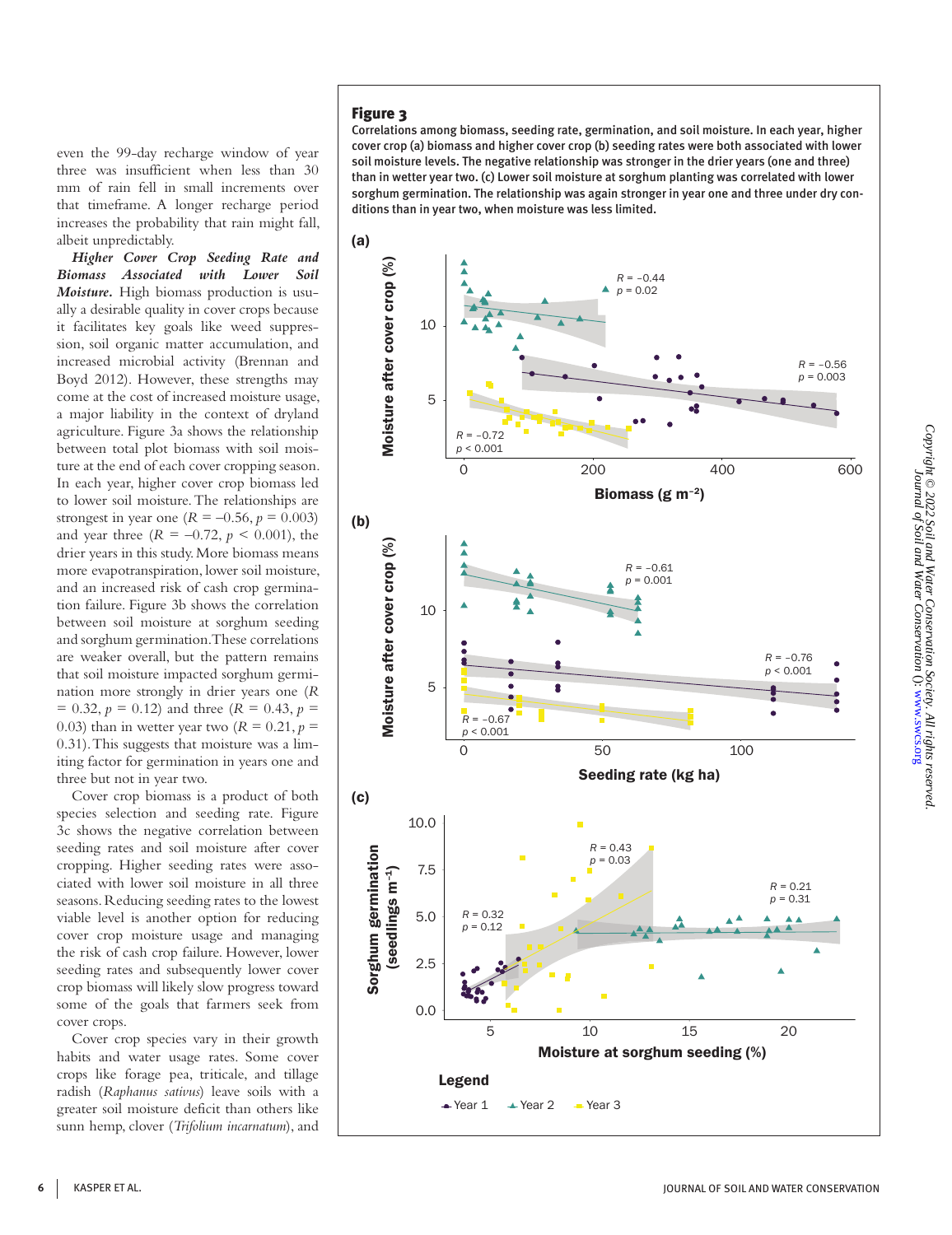even the 99-day recharge window of year three was insufficient when less than 30 mm of rain fell in small increments over that timeframe. A longer recharge period increases the probability that rain might fall, albeit unpredictably.

***Higher Cover Crop Seeding Rate and Biomass Associated with Lower Soil Moisture.*** High biomass production is usually a desirable quality in cover crops because it facilitates key goals like weed suppression, soil organic matter accumulation, and increased microbial activity (Brennan and Boyd 2012). However, these strengths may come at the cost of increased moisture usage, a major liability in the context of dryland agriculture. Figure 3a shows the relationship between total plot biomass with soil moisture at the end of each cover cropping season. In each year, higher cover crop biomass led to lower soil moisture. The relationships are strongest in year one ($R = -0.56$, $p = 0.003$) and year three ($R = -0.72$, $p < 0.001$), the drier years in this study. More biomass means more evapotranspiration, lower soil moisture, and an increased risk of cash crop germination failure. Figure 3b shows the correlation between soil moisture at sorghum seeding and sorghum germination. These correlations are weaker overall, but the pattern remains that soil moisture impacted sorghum germination more strongly in drier years one ($R = 0.32$, $p = 0.12$) and three ($R = 0.43$, $p = 0.03$) than in wetter year two ($R = 0.21$, $p = 0.31$). This suggests that moisture was a limiting factor for germination in years one and three but not in year two.

Cover crop biomass is a product of both species selection and seeding rate. Figure 3c shows the negative correlation between seeding rates and soil moisture after cover cropping. Higher seeding rates were associated with lower soil moisture in all three seasons. Reducing seeding rates to the lowest viable level is another option for reducing cover crop moisture usage and managing the risk of cash crop failure. However, lower seeding rates and subsequently lower cover crop biomass will likely slow progress toward some of the goals that farmers seek from cover crops.

Cover crop species vary in their growth habits and water usage rates. Some cover crops like forage pea, triticale, and tillage radish (*Raphanus sativus*) leave soils with a greater soil moisture deficit than others like sunn hemp, clover (*Trifolium incarnatum*), and

**Figure 3**

Correlations among biomass, seeding rate, germination, and soil moisture. In each year, higher cover crop (a) biomass and higher cover crop (b) seeding rates were both associated with lower soil moisture levels. The negative relationship was stronger in the drier years (one and three) than in wetter year two. (c) Lower soil moisture at sorghum planting was correlated with lower sorghum germination. The relationship was again stronger in year one and three under dry conditions than in year two, when moisture was less limited.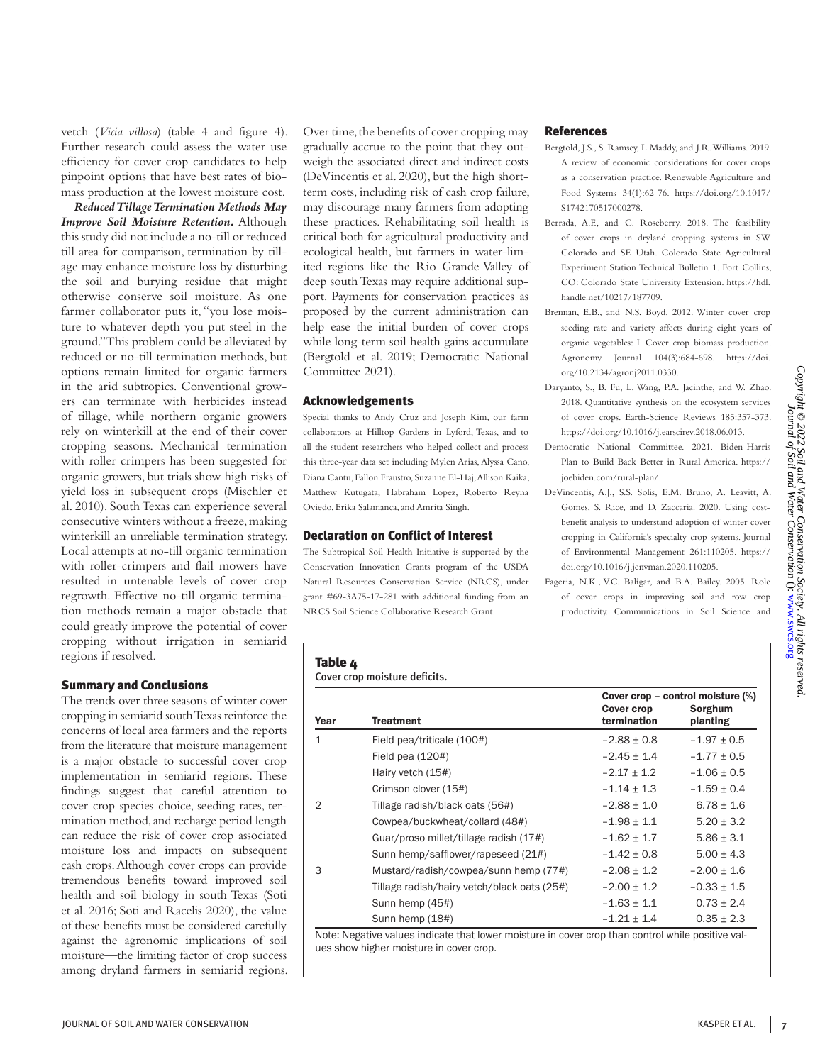vetch (*Vicia villosa*) (table 4 and figure 4). Further research could assess the water use efficiency for cover crop candidates to help pinpoint options that have best rates of biomass production at the lowest moisture cost.

***Reduced Tillage Termination Methods May Improve Soil Moisture Retention.*** Although this study did not include a no-till or reduced till area for comparison, termination by tillage may enhance moisture loss by disturbing the soil and burying residue that might otherwise conserve soil moisture. As one farmer collaborator puts it, "you lose moisture to whatever depth you put steel in the ground." This problem could be alleviated by reduced or no-till termination methods, but options remain limited for organic farmers in the arid subtropics. Conventional growers can terminate with herbicides instead of tillage, while northern organic growers rely on winterkill at the end of their cover cropping seasons. Mechanical termination with roller crimpers has been suggested for organic growers, but trials show high risks of yield loss in subsequent crops (Mischler et al. 2010). South Texas can experience several consecutive winters without a freeze, making winterkill an unreliable termination strategy. Local attempts at no-till organic termination with roller-crimpers and flail mowers have resulted in untenable levels of cover crop regrowth. Effective no-till organic termination methods remain a major obstacle that could greatly improve the potential of cover cropping without irrigation in semiarid regions if resolved.

## Summary and Conclusions

The trends over three seasons of winter cover cropping in semiarid south Texas reinforce the concerns of local area farmers and the reports from the literature that moisture management is a major obstacle to successful cover crop implementation in semiarid regions. These findings suggest that careful attention to cover crop species choice, seeding rates, termination method, and recharge period length can reduce the risk of cover crop associated moisture loss and impacts on subsequent cash crops. Although cover crops can provide tremendous benefits toward improved soil health and soil biology in south Texas (Soti et al. 2016; Soti and Racelis 2020), the value of these benefits must be considered carefully against the agronomic implications of soil moisture—the limiting factor of crop success among dryland farmers in semiarid regions. Over time, the benefits of cover cropping may gradually accrue to the point that they outweigh the associated direct and indirect costs (DeVincentis et al. 2020), but the high short-term costs, including risk of cash crop failure, may discourage many farmers from adopting these practices. Rehabilitating soil health is critical both for agricultural productivity and ecological health, but farmers in water-limited regions like the Rio Grande Valley of deep south Texas may require additional support. Payments for conservation practices as proposed by the current administration can help ease the initial burden of cover crops while long-term soil health gains accumulate (Bergtold et al. 2019; Democratic National Committee 2021).

## Acknowledgements

Special thanks to Andy Cruz and Joseph Kim, our farm collaborators at Hilltop Gardens in Lyford, Texas, and to all the student researchers who helped collect and process this three-year data set including Mylen Arias, Alyssa Cano, Diana Cantu, Fallon Fraustro, Suzanne El-Haj, Allison Kaika, Matthew Kutugata, Habraham Lopez, Roberto Reyna Oviedo, Erika Salamanca, and Amrita Singh.

## Declaration on Conflict of Interest

The Subtropical Soil Health Initiative is supported by the Conservation Innovation Grants program of the USDA Natural Resources Conservation Service (NRCS), under grant #69-3A75-17-281 with additional funding from an NRCS Soil Science Collaborative Research Grant.

## References

Bergtold, J.S., S. Ramsey, L Maddy, and J.R. Williams. 2019. A review of economic considerations for cover crops as a conservation practice. Renewable Agriculture and Food Systems 34(1):62-76. https://doi.org/10.1017/S1742170517000278.

Berrada, A.F., and C. Roseberry. 2018. The feasibility of cover crops in dryland cropping systems in SW Colorado and SE Utah. Colorado State Agricultural Experiment Station Technical Bulletin 1. Fort Collins, CO: Colorado State University Extension. https://hdl.handle.net/10217/187709.

Brennan, E.B., and N.S. Boyd. 2012. Winter cover crop seeding rate and variety affects during eight years of organic vegetables: I. Cover crop biomass production. Agronomy Journal 104(3):684-698. https://doi.org/10.2134/agronj2011.0330.

Daryanto, S., B. Fu, L. Wang, P.A. Jacinthe, and W. Zhao. 2018. Quantitative synthesis on the ecosystem services of cover crops. Earth-Science Reviews 185:357-373. https://doi.org/10.1016/j.earscirev.2018.06.013.

Democratic National Committee. 2021. Biden-Harris Plan to Build Back Better in Rural America. https://joebiden.com/rural-plan/.

DeVincentis, A.J., S.S. Solis, E.M. Bruno, A. Leavitt, A. Gomes, S. Rice, and D. Zaccaria. 2020. Using cost-benefit analysis to understand adoption of winter cover cropping in California's specialty crop systems. Journal of Environmental Management 261:110205. https://doi.org/10.1016/j.jenvman.2020.110205.

Fageria, N.K., V.C. Baligar, and B.A. Bailey. 2005. Role of cover crops in improving soil and row crop productivity. Communications in Soil Science and

**Table 4**
Cover crop moisture deficits.

| | | Cover crop – control moisture (%) | |
|---|---|---|---|
| Year | Treatment | Cover crop termination | Sorghum planting |
| 1 | Field pea/triticale (100#) | −2.88 ± 0.8 | −1.97 ± 0.5 |
| | Field pea (120#) | −2.45 ± 1.4 | −1.77 ± 0.5 |
| | Hairy vetch (15#) | −2.17 ± 1.2 | −1.06 ± 0.5 |
| | Crimson clover (15#) | −1.14 ± 1.3 | −1.59 ± 0.4 |
| 2 | Tillage radish/black oats (56#) | −2.88 ± 1.0 | 6.78 ± 1.6 |
| | Cowpea/buckwheat/collard (48#) | −1.98 ± 1.1 | 5.20 ± 3.2 |
| | Guar/proso millet/tillage radish (17#) | −1.62 ± 1.7 | 5.86 ± 3.1 |
| | Sunn hemp/safflower/rapeseed (21#) | −1.42 ± 0.8 | 5.00 ± 4.3 |
| 3 | Mustard/radish/cowpea/sunn hemp (77#) | −2.08 ± 1.2 | −2.00 ± 1.6 |
| | Tillage radish/hairy vetch/black oats (25#) | −2.00 ± 1.2 | −0.33 ± 1.5 |
| | Sunn hemp (45#) | −1.63 ± 1.1 | 0.73 ± 2.4 |
| | Sunn hemp (18#) | −1.21 ± 1.4 | 0.35 ± 2.3 |

Note: Negative values indicate that lower moisture in cover crop than control while positive values show higher moisture in cover crop.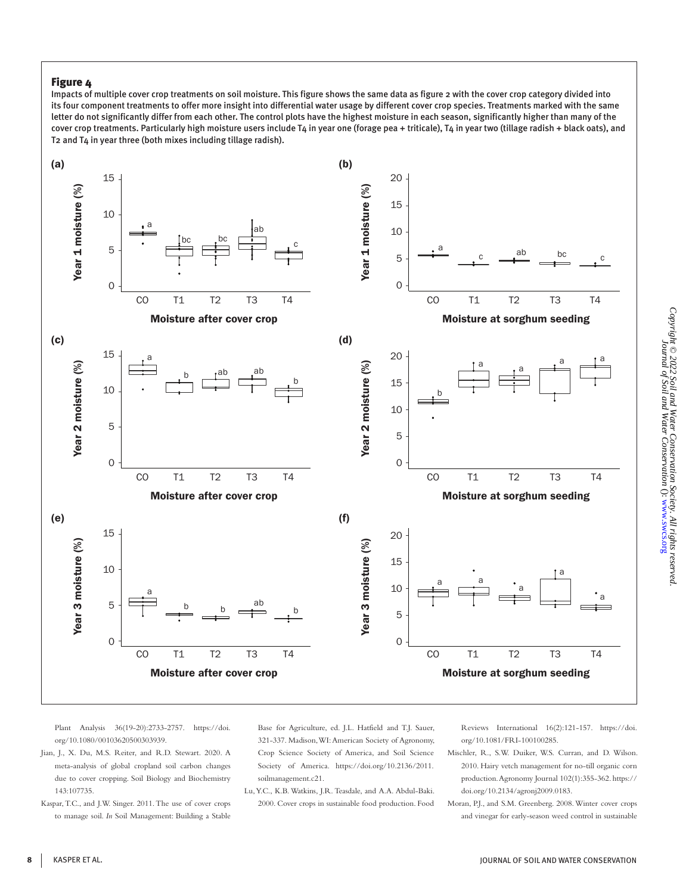**Figure 4**

Impacts of multiple cover crop treatments on soil moisture. This figure shows the same data as figure 2 with the cover crop category divided into its four component treatments to offer more insight into differential water usage by different cover crop species. Treatments marked with the same letter do not significantly differ from each other. The control plots have the highest moisture in each season, significantly higher than many of the cover crop treatments. Particularly high moisture users include T4 in year one (forage pea + triticale), T4 in year two (tillage radish + black oats), and T2 and T4 in year three (both mixes including tillage radish).

Plant Analysis 36(19-20):2733-2757. https://doi.org/10.1080/00103620500303939.

Jian, J., X. Du, M.S. Reiter, and R.D. Stewart. 2020. A meta-analysis of global cropland soil carbon changes due to cover cropping. Soil Biology and Biochemistry 143:107735.

Kaspar, T.C., and J.W. Singer. 2011. The use of cover crops to manage soil. *In* Soil Management: Building a Stable Base for Agriculture, ed. J.L. Hatfield and T.J. Sauer, 321-337. Madison, WI: American Society of Agronomy, Crop Science Society of America, and Soil Science Society of America. https://doi.org/10.2136/2011.soilmanagement.c21.

Lu, Y.C., K.B. Watkins, J.R. Teasdale, and A.A. Abdul-Baki. 2000. Cover crops in sustainable food production. Food Reviews International 16(2):121-157. https://doi.org/10.1081/FRI-100100285.

Mischler, R., S.W. Duiker, W.S. Curran, and D. Wilson. 2010. Hairy vetch management for no-till organic corn production. Agronomy Journal 102(1):355-362. https://doi.org/10.2134/agronj2009.0183.

Moran, P.J., and S.M. Greenberg. 2008. Winter cover crops and vinegar for early-season weed control in sustainable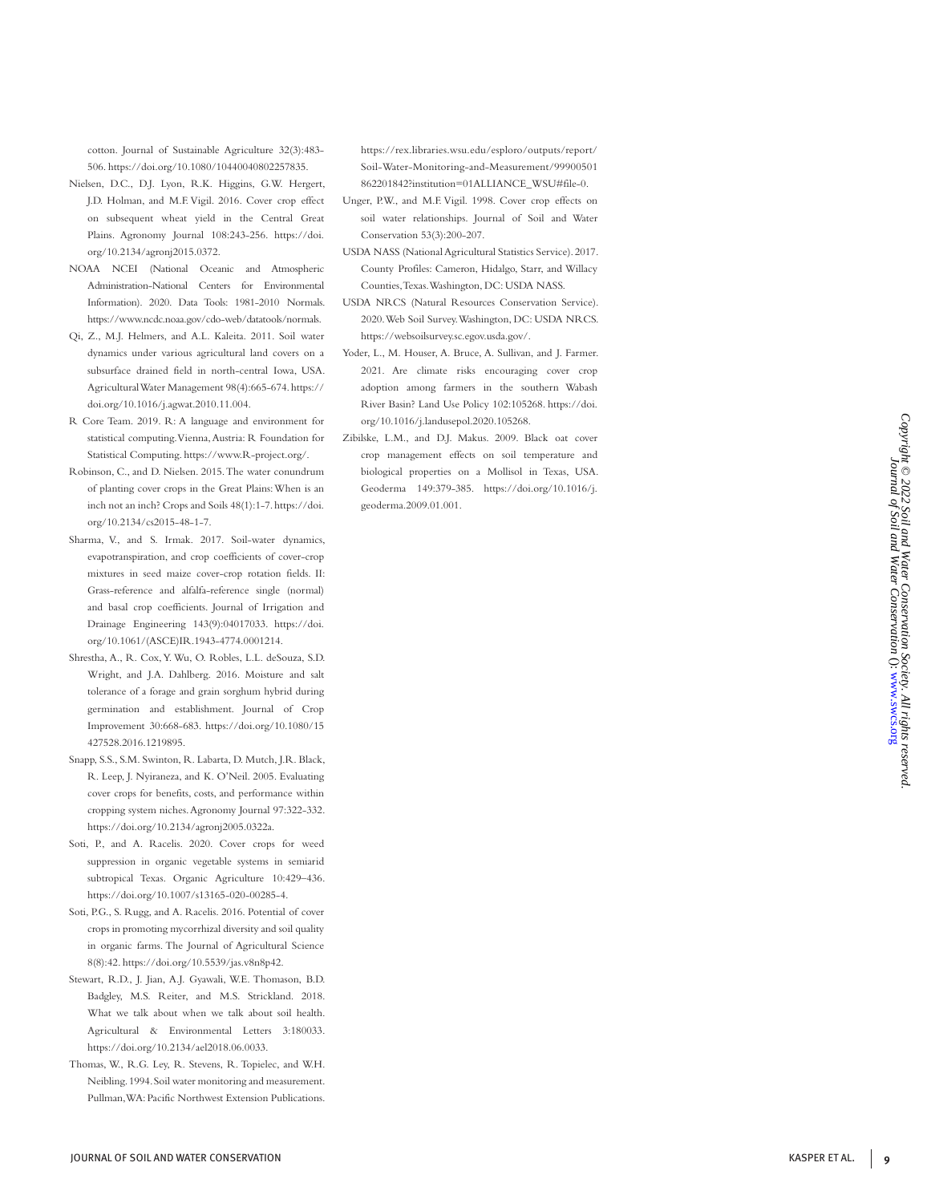cotton. Journal of Sustainable Agriculture 32(3):483-506. https://doi.org/10.1080/10440040802257835.

Nielsen, D.C., D.J. Lyon, R.K. Higgins, G.W. Hergert, J.D. Holman, and M.F. Vigil. 2016. Cover crop effect on subsequent wheat yield in the Central Great Plains. Agronomy Journal 108:243-256. https://doi.org/10.2134/agronj2015.0372.

NOAA NCEI (National Oceanic and Atmospheric Administration-National Centers for Environmental Information). 2020. Data Tools: 1981-2010 Normals. https://www.ncdc.noaa.gov/cdo-web/datatools/normals.

Qi, Z., M.J. Helmers, and A.L. Kaleita. 2011. Soil water dynamics under various agricultural land covers on a subsurface drained field in north-central Iowa, USA. Agricultural Water Management 98(4):665-674. https://doi.org/10.1016/j.agwat.2010.11.004.

R Core Team. 2019. R: A language and environment for statistical computing. Vienna, Austria: R Foundation for Statistical Computing. https://www.R-project.org/.

Robinson, C., and D. Nielsen. 2015. The water conundrum of planting cover crops in the Great Plains: When is an inch not an inch? Crops and Soils 48(1):1-7. https://doi.org/10.2134/cs2015-48-1-7.

Sharma, V., and S. Irmak. 2017. Soil-water dynamics, evapotranspiration, and crop coefficients of cover-crop mixtures in seed maize cover-crop rotation fields. II: Grass-reference and alfalfa-reference single (normal) and basal crop coefficients. Journal of Irrigation and Drainage Engineering 143(9):04017033. https://doi.org/10.1061/(ASCE)IR.1943-4774.0001214.

Shrestha, A., R. Cox, Y. Wu, O. Robles, L.L. deSouza, S.D. Wright, and J.A. Dahlberg. 2016. Moisture and salt tolerance of a forage and grain sorghum hybrid during germination and establishment. Journal of Crop Improvement 30:668-683. https://doi.org/10.1080/15427528.2016.1219895.

Snapp, S.S., S.M. Swinton, R. Labarta, D. Mutch, J.R. Black, R. Leep, J. Nyiraneza, and K. O'Neil. 2005. Evaluating cover crops for benefits, costs, and performance within cropping system niches. Agronomy Journal 97:322-332. https://doi.org/10.2134/agronj2005.0322a.

Soti, P., and A. Racelis. 2020. Cover crops for weed suppression in organic vegetable systems in semiarid subtropical Texas. Organic Agriculture 10:429–436. https://doi.org/10.1007/s13165-020-00285-4.

Soti, P.G., S. Rugg, and A. Racelis. 2016. Potential of cover crops in promoting mycorrhizal diversity and soil quality in organic farms. The Journal of Agricultural Science 8(8):42. https://doi.org/10.5539/jas.v8n8p42.

Stewart, R.D., J. Jian, A.J. Gyawali, W.E. Thomason, B.D. Badgley, M.S. Reiter, and M.S. Strickland. 2018. What we talk about when we talk about soil health. Agricultural & Environmental Letters 3:180033. https://doi.org/10.2134/ael2018.06.0033.

Thomas, W., R.G. Ley, R. Stevens, R. Topielec, and W.H. Neibling. 1994. Soil water monitoring and measurement. Pullman, WA: Pacific Northwest Extension Publications. https://rex.libraries.wsu.edu/esploro/outputs/report/Soil-Water-Monitoring-and-Measurement/99900501862201842?institution=01ALLIANCE_WSU#file-0.

Unger, P.W., and M.F. Vigil. 1998. Cover crop effects on soil water relationships. Journal of Soil and Water Conservation 53(3):200-207.

USDA NASS (National Agricultural Statistics Service). 2017. County Profiles: Cameron, Hidalgo, Starr, and Willacy Counties, Texas. Washington, DC: USDA NASS.

USDA NRCS (Natural Resources Conservation Service). 2020. Web Soil Survey. Washington, DC: USDA NRCS. https://websoilsurvey.sc.egov.usda.gov/.

Yoder, L., M. Houser, A. Bruce, A. Sullivan, and J. Farmer. 2021. Are climate risks encouraging cover crop adoption among farmers in the southern Wabash River Basin? Land Use Policy 102:105268. https://doi.org/10.1016/j.landusepol.2020.105268.

Zibilske, L.M., and D.J. Makus. 2009. Black oat cover crop management effects on soil temperature and biological properties on a Mollisol in Texas, USA. Geoderma 149:379-385. https://doi.org/10.1016/j.geoderma.2009.01.001.